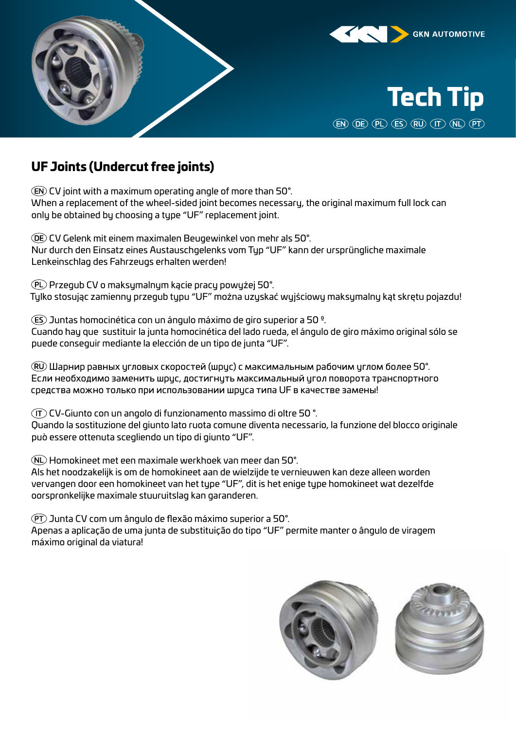GKN AUTOMOTIVE

# Tech Tip

EN DE PL ES RU IT NL PT

## UF Joints (Undercut free joints)

EN CV joint with a maximum operating angle of more than 50°.
When a replacement of the wheel-sided joint becomes necessary, the original maximum full lock can only be obtained by choosing a type "UF" replacement joint.

DE CV Gelenk mit einem maximalen Beugewinkel von mehr als 50°.
Nur durch den Einsatz eines Austauschgelenks vom Typ "UF" kann der ursprüngliche maximale Lenkeinschlag des Fahrzeugs erhalten werden!

PL Przegub CV o maksymalnym kącie pracy powyżej 50°.
Tylko stosując zamienny przegub typu "UF" można uzyskać wyjściowy maksymalny kąt skrętu pojazdu!

ES Juntas homocinética con un ángulo máximo de giro superior a 50 º.
Cuando hay que sustituir la junta homocinética del lado rueda, el ángulo de giro máximo original sólo se puede conseguir mediante la elección de un tipo de junta "UF".

RU Шарнир равных угловых скоростей (шрус) с максимальным рабочим углом более 50°.
Если необходимо заменить шрус, достигнуть максимальный угол поворота транспортного средства можно только при использовании шруса типа UF в качестве замены!

IT CV-Giunto con un angolo di funzionamento massimo di oltre 50 °.
Quando la sostituzione del giunto lato ruota comune diventa necessario, la funzione del blocco originale può essere ottenuta scegliendo un tipo di giunto "UF".

NL Homokineet met een maximale werkhoek van meer dan 50°.
Als het noodzakelijk is om de homokineet aan de wielzijde te vernieuwen kan deze alleen worden vervangen door een homokineet van het type "UF", dit is het enige type homokineet wat dezelfde oorspronkelijke maximale stuuruitslag kan garanderen.

PT Junta CV com um ângulo de flexão máximo superior a 50°.
Apenas a aplicação de uma junta de substituição do tipo "UF" permite manter o ângulo de viragem máximo original da viatura!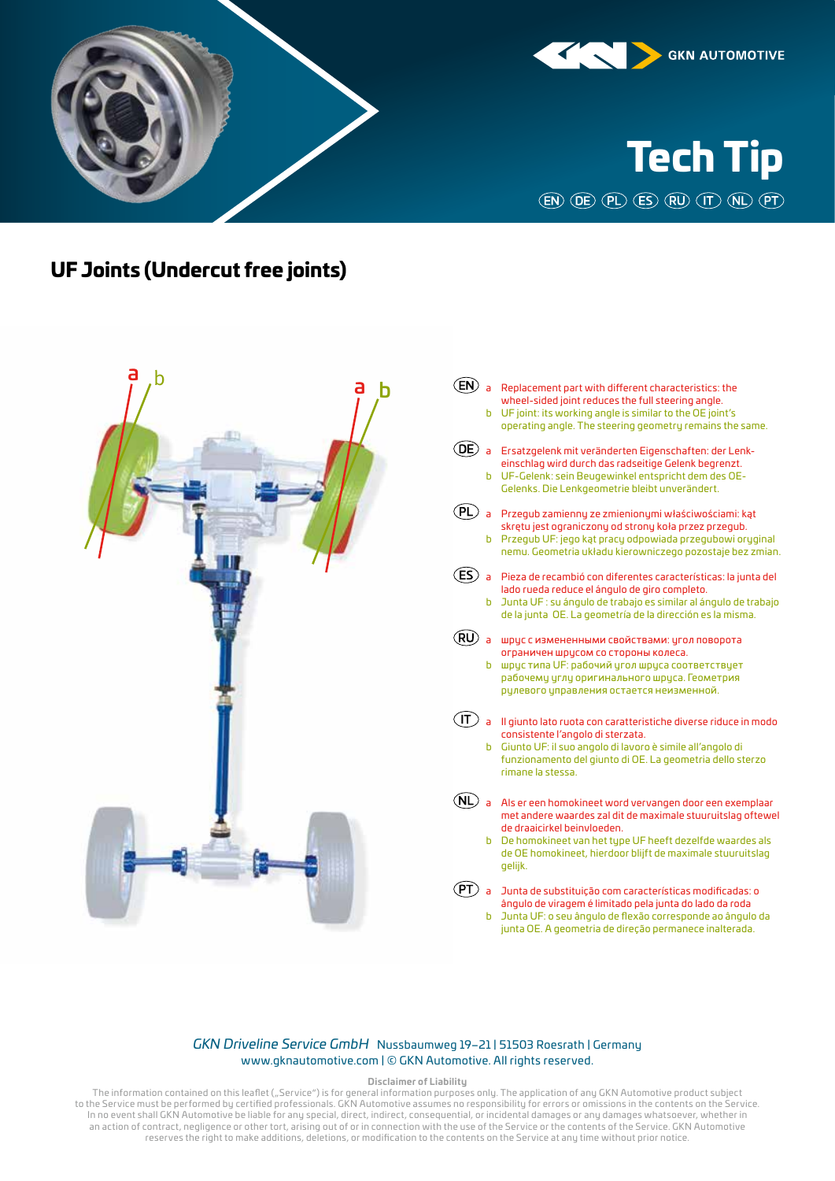GKN AUTOMOTIVE

# Tech Tip

EN DE PL ES RU IT NL PT

## UF Joints (Undercut free joints)

a b a b

**EN**

- a Replacement part with different characteristics: the wheel-sided joint reduces the full steering angle.
- b UF joint: its working angle is similar to the OE joint's operating angle. The steering geometry remains the same.

**DE**

- a Ersatzgelenk mit veränderten Eigenschaften: der Lenkeinschlag wird durch das radseitige Gelenk begrenzt.
- b UF-Gelenk: sein Beugewinkel entspricht dem des OE-Gelenks. Die Lenkgeometrie bleibt unverändert.

**PL**

- a Przegub zamienny ze zmienionymi właściwościami: kąt skrętu jest ograniczony od strony koła przez przegub.
- b Przegub UF: jego kąt pracy odpowiada przegubowi oryginalnemu. Geometria układu kierowniczego pozostaje bez zmian.

**ES**

- a Pieza de recambió con diferentes características: la junta del lado rueda reduce el ángulo de giro completo.
- b Junta UF : su ángulo de trabajo es similar al ángulo de trabajo de la junta OE. La geometría de la dirección es la misma.

**RU**

- a шрус с измененными свойствами: угол поворота ограничен шрусом со стороны колеса.
- b шрус типа UF: рабочий угол шруса соответствует рабочему углу оригинального шруса. Геометрия рулевого управления остается неизменной.

**IT**

- a Il giunto lato ruota con caratteristiche diverse riduce in modo consistente l'angolo di sterzata.
- b Giunto UF: il suo angolo di lavoro è simile all'angolo di funzionamento del giunto di OE. La geometria dello sterzo rimane la stessa.

**NL**

- a Als er een homokineet word vervangen door een exemplaar met andere waardes zal dit de maximale stuuruitslag oftewel de draaicirkel beinvloeden.
- b De homokineet van het type UF heeft dezelfde waardes als de OE homokineet, hierdoor blijft de maximale stuuruitslag gelijk.

**PT**

- a Junta de substituição com características modificadas: o ângulo de viragem é limitado pela junta do lado da roda
- b Junta UF: o seu ângulo de flexão corresponde ao ângulo da junta OE. A geometria de direção permanece inalterada.

*GKN Driveline Service GmbH* Nussbaumweg 19–21 | 51503 Roesrath | Germany
www.gknautomotive.com | © GKN Automotive. All rights reserved.

**Disclaimer of Liability**

The information contained on this leaflet („Service") is for general information purposes only. The application of any GKN Automotive product subject to the Service must be performed by certified professionals. GKN Automotive assumes no responsibility for errors or omissions in the contents on the Service. In no event shall GKN Automotive be liable for any special, direct, indirect, consequential, or incidental damages or any damages whatsoever, whether in an action of contract, negligence or other tort, arising out of or in connection with the use of the Service or the contents of the Service. GKN Automotive reserves the right to make additions, deletions, or modification to the contents on the Service at any time without prior notice.